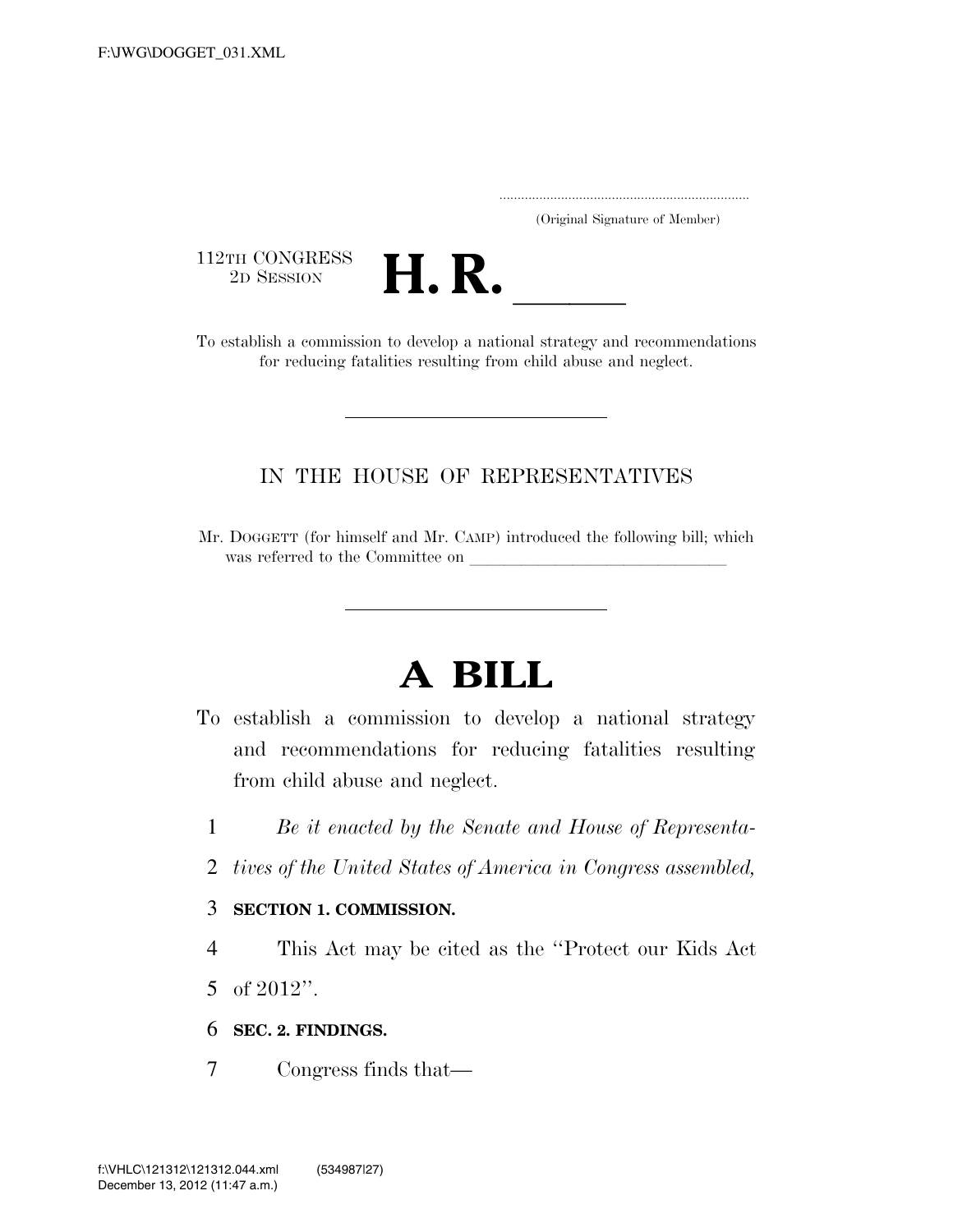(Original Signature of Member)

112TH CONGRESS
2D SESSION

# H. R. \_\_\_\_\_

To establish a commission to develop a national strategy and recommendations for reducing fatalities resulting from child abuse and neglect.

---

IN THE HOUSE OF REPRESENTATIVES

Mr. DOGGETT (for himself and Mr. CAMP) introduced the following bill; which was referred to the Committee on \_\_\_\_\_\_\_\_\_\_\_\_\_\_\_\_\_\_\_\_\_\_\_\_\_\_\_\_\_\_

---

# A BILL

To establish a commission to develop a national strategy and recommendations for reducing fatalities resulting from child abuse and neglect.

1 *Be it enacted by the Senate and House of Representa-*
2 *tives of the United States of America in Congress assembled,*

3 **SECTION 1. COMMISSION.**

4 This Act may be cited as the ''Protect our Kids Act
5 of 2012''.

6 **SEC. 2. FINDINGS.**

7 Congress finds that—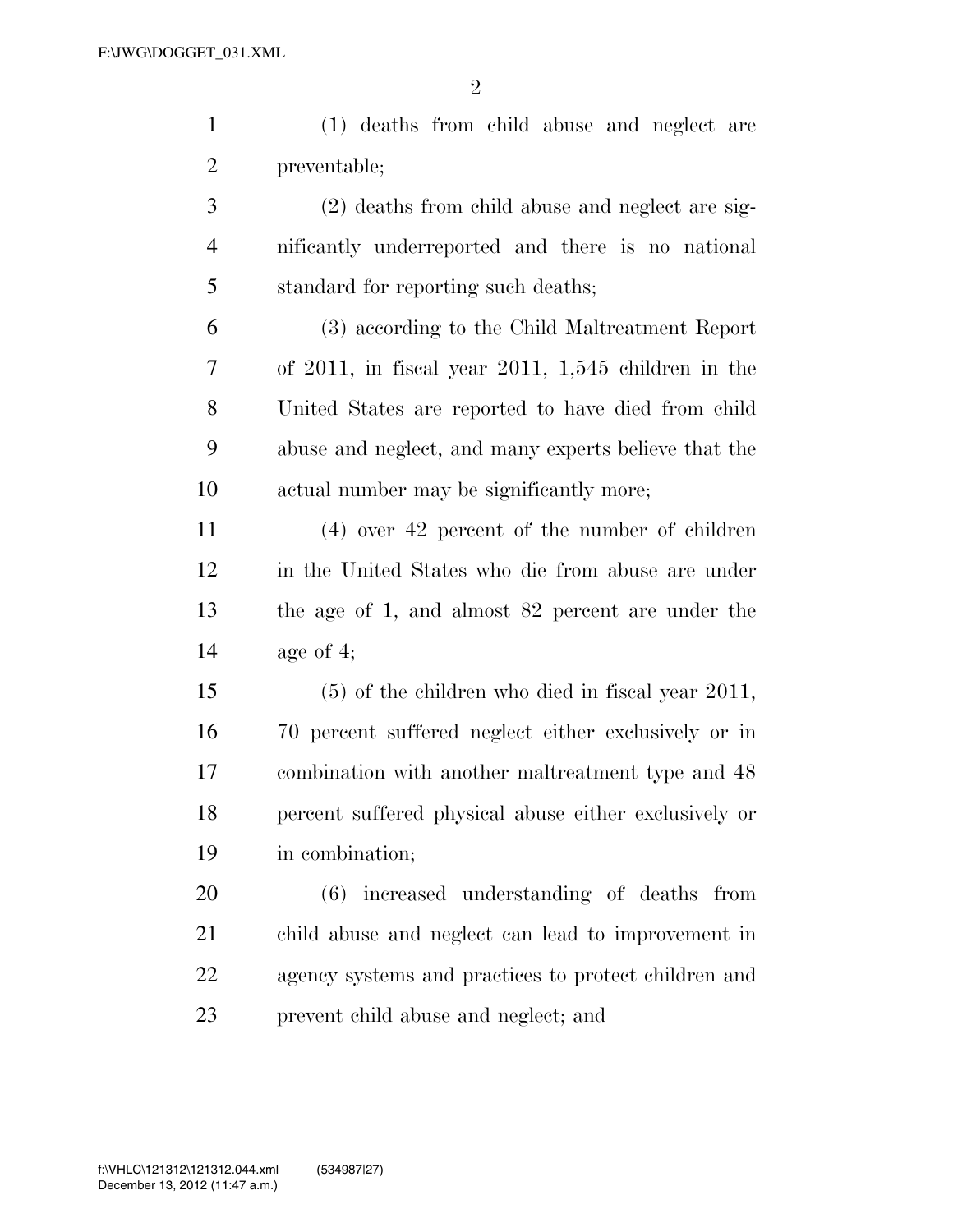(1) deaths from child abuse and neglect are preventable;

(2) deaths from child abuse and neglect are significantly underreported and there is no national standard for reporting such deaths;

(3) according to the Child Maltreatment Report of 2011, in fiscal year 2011, 1,545 children in the United States are reported to have died from child abuse and neglect, and many experts believe that the actual number may be significantly more;

(4) over 42 percent of the number of children in the United States who die from abuse are under the age of 1, and almost 82 percent are under the age of 4;

(5) of the children who died in fiscal year 2011, 70 percent suffered neglect either exclusively or in combination with another maltreatment type and 48 percent suffered physical abuse either exclusively or in combination;

(6) increased understanding of deaths from child abuse and neglect can lead to improvement in agency systems and practices to protect children and prevent child abuse and neglect; and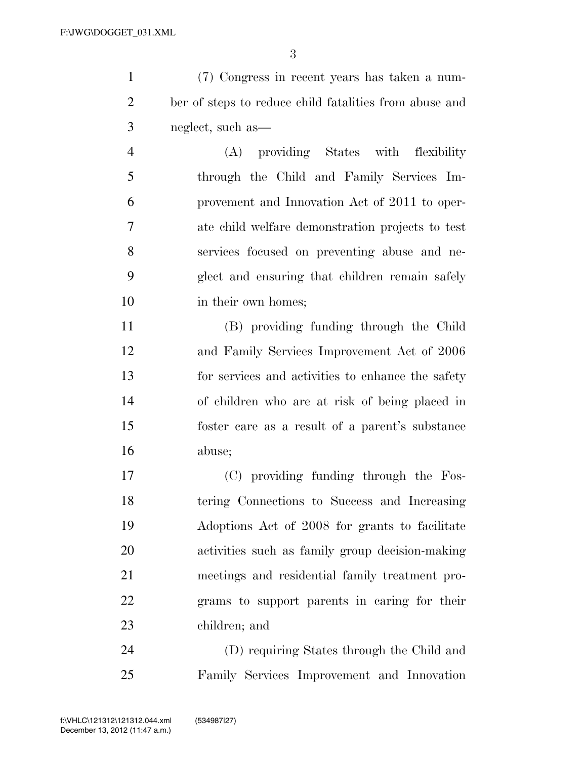(7) Congress in recent years has taken a number of steps to reduce child fatalities from abuse and neglect, such as—

(A) providing States with flexibility through the Child and Family Services Improvement and Innovation Act of 2011 to operate child welfare demonstration projects to test services focused on preventing abuse and neglect and ensuring that children remain safely in their own homes;

(B) providing funding through the Child and Family Services Improvement Act of 2006 for services and activities to enhance the safety of children who are at risk of being placed in foster care as a result of a parent's substance abuse;

(C) providing funding through the Fostering Connections to Success and Increasing Adoptions Act of 2008 for grants to facilitate activities such as family group decision-making meetings and residential family treatment programs to support parents in caring for their children; and

(D) requiring States through the Child and Family Services Improvement and Innovation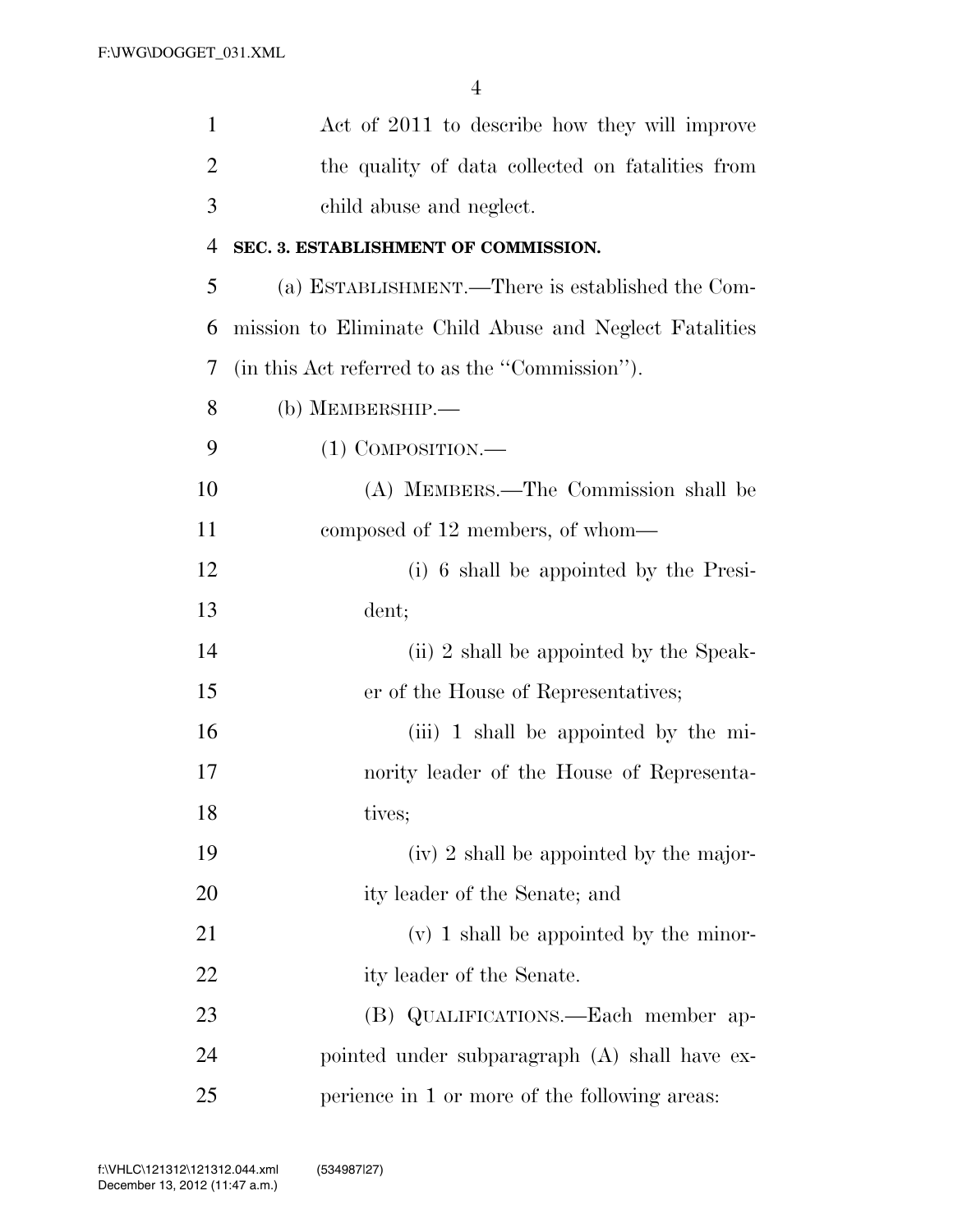Act of 2011 to describe how they will improve the quality of data collected on fatalities from child abuse and neglect.

**SEC. 3. ESTABLISHMENT OF COMMISSION.**

(a) ESTABLISHMENT.—There is established the Commission to Eliminate Child Abuse and Neglect Fatalities (in this Act referred to as the ''Commission'').

(b) MEMBERSHIP.—

(1) COMPOSITION.—

(A) MEMBERS.—The Commission shall be composed of 12 members, of whom—

(i) 6 shall be appointed by the President;

(ii) 2 shall be appointed by the Speaker of the House of Representatives;

(iii) 1 shall be appointed by the minority leader of the House of Representatives;

(iv) 2 shall be appointed by the majority leader of the Senate; and

(v) 1 shall be appointed by the minority leader of the Senate.

(B) QUALIFICATIONS.—Each member appointed under subparagraph (A) shall have experience in 1 or more of the following areas: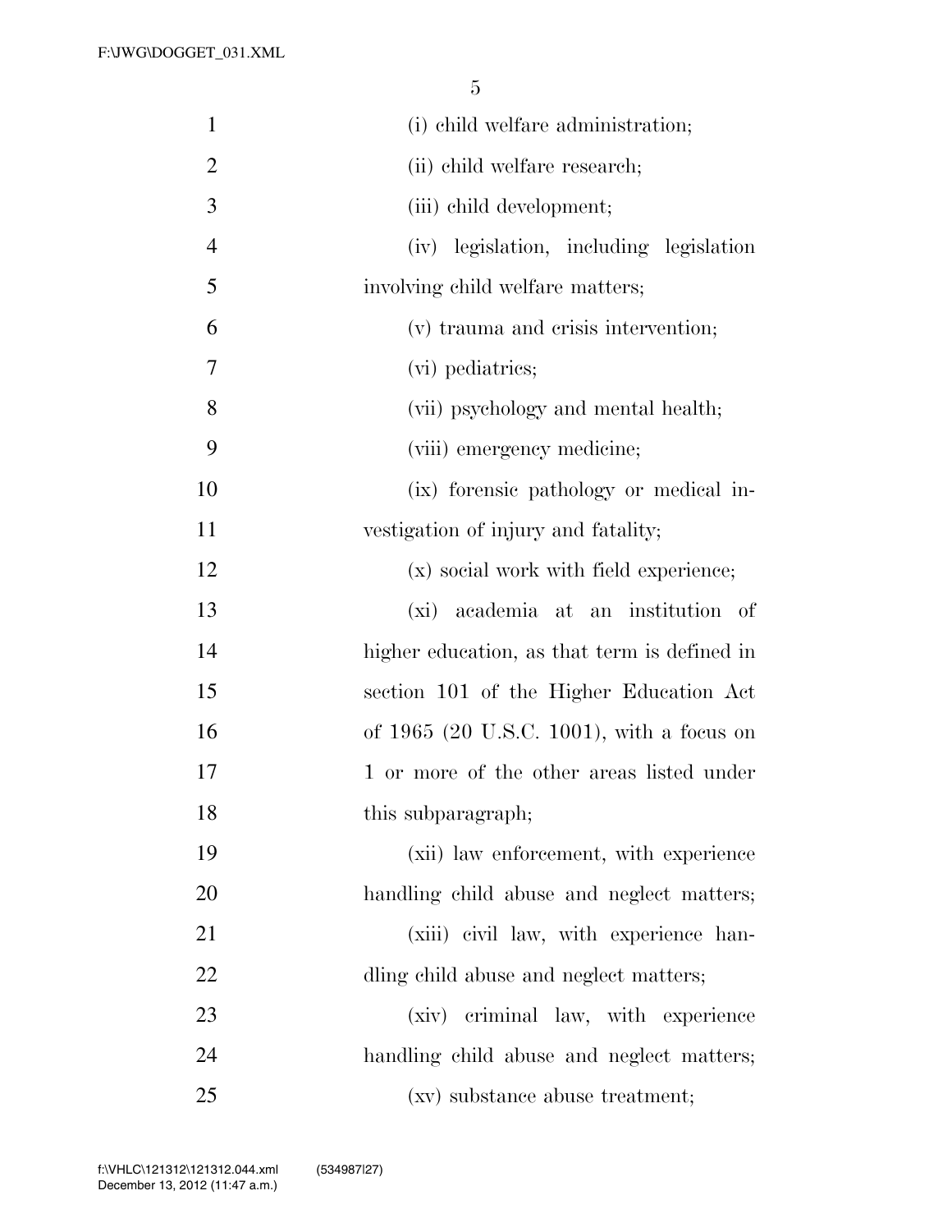(i) child welfare administration;

(ii) child welfare research;

(iii) child development;

(iv) legislation, including legislation involving child welfare matters;

(v) trauma and crisis intervention;

(vi) pediatrics;

(vii) psychology and mental health;

(viii) emergency medicine;

(ix) forensic pathology or medical investigation of injury and fatality;

(x) social work with field experience;

(xi) academia at an institution of higher education, as that term is defined in section 101 of the Higher Education Act of 1965 (20 U.S.C. 1001), with a focus on 1 or more of the other areas listed under this subparagraph;

(xii) law enforcement, with experience handling child abuse and neglect matters;

(xiii) civil law, with experience handling child abuse and neglect matters;

(xiv) criminal law, with experience handling child abuse and neglect matters;

(xv) substance abuse treatment;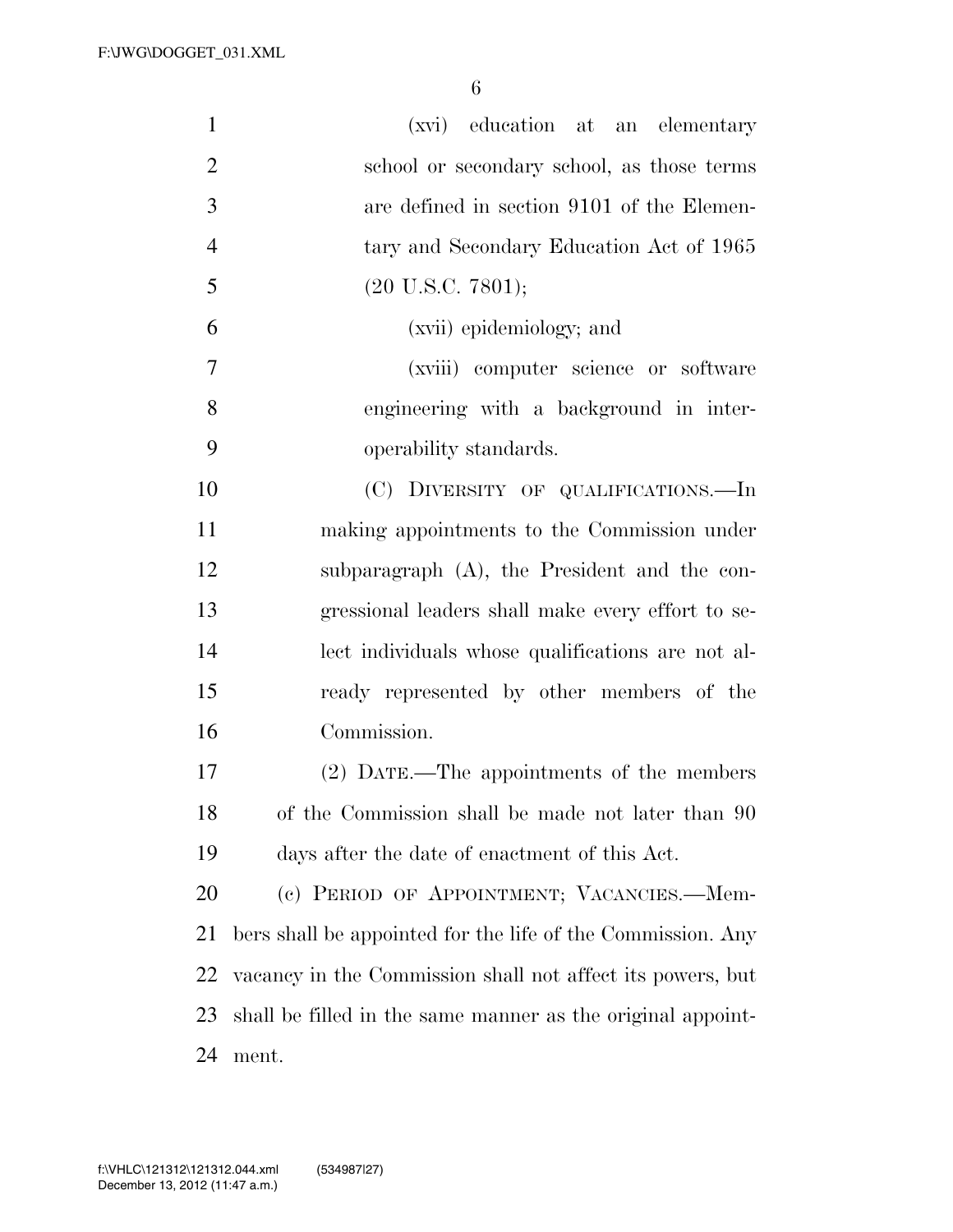(xvi) education at an elementary school or secondary school, as those terms are defined in section 9101 of the Elementary and Secondary Education Act of 1965 (20 U.S.C. 7801);

(xvii) epidemiology; and

(xviii) computer science or software engineering with a background in interoperability standards.

(C) DIVERSITY OF QUALIFICATIONS.—In making appointments to the Commission under subparagraph (A), the President and the congressional leaders shall make every effort to select individuals whose qualifications are not already represented by other members of the Commission.

(2) DATE.—The appointments of the members of the Commission shall be made not later than 90 days after the date of enactment of this Act.

(c) PERIOD OF APPOINTMENT; VACANCIES.—Members shall be appointed for the life of the Commission. Any vacancy in the Commission shall not affect its powers, but shall be filled in the same manner as the original appointment.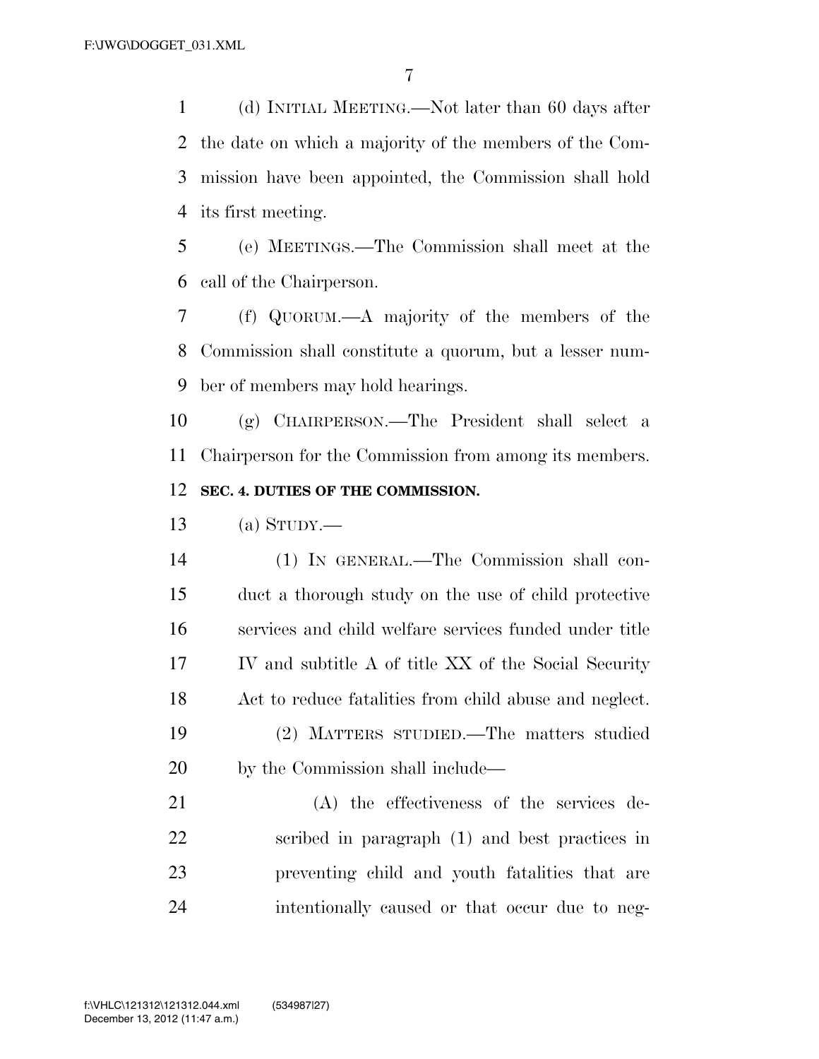(d) INITIAL MEETING.—Not later than 60 days after the date on which a majority of the members of the Commission have been appointed, the Commission shall hold its first meeting.

(e) MEETINGS.—The Commission shall meet at the call of the Chairperson.

(f) QUORUM.—A majority of the members of the Commission shall constitute a quorum, but a lesser number of members may hold hearings.

(g) CHAIRPERSON.—The President shall select a Chairperson for the Commission from among its members.

**SEC. 4. DUTIES OF THE COMMISSION.**

(a) STUDY.—

(1) IN GENERAL.—The Commission shall conduct a thorough study on the use of child protective services and child welfare services funded under title IV and subtitle A of title XX of the Social Security Act to reduce fatalities from child abuse and neglect.

(2) MATTERS STUDIED.—The matters studied by the Commission shall include—

(A) the effectiveness of the services described in paragraph (1) and best practices in preventing child and youth fatalities that are intentionally caused or that occur due to neg-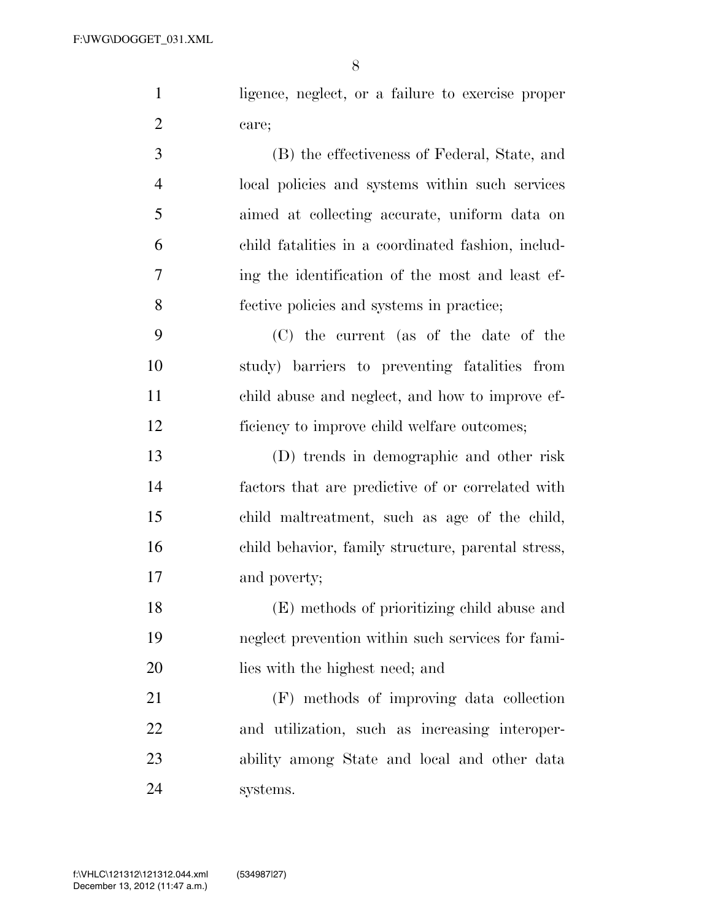ligence, neglect, or a failure to exercise proper care;

(B) the effectiveness of Federal, State, and local policies and systems within such services aimed at collecting accurate, uniform data on child fatalities in a coordinated fashion, including the identification of the most and least effective policies and systems in practice;

(C) the current (as of the date of the study) barriers to preventing fatalities from child abuse and neglect, and how to improve efficiency to improve child welfare outcomes;

(D) trends in demographic and other risk factors that are predictive of or correlated with child maltreatment, such as age of the child, child behavior, family structure, parental stress, and poverty;

(E) methods of prioritizing child abuse and neglect prevention within such services for families with the highest need; and

(F) methods of improving data collection and utilization, such as increasing interoperability among State and local and other data systems.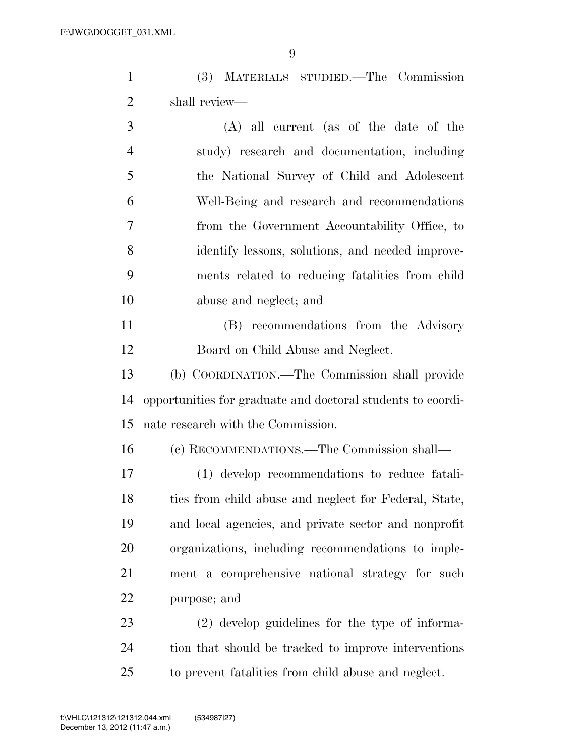(3) MATERIALS STUDIED.—The Commission shall review—

(A) all current (as of the date of the study) research and documentation, including the National Survey of Child and Adolescent Well-Being and research and recommendations from the Government Accountability Office, to identify lessons, solutions, and needed improvements related to reducing fatalities from child abuse and neglect; and

(B) recommendations from the Advisory Board on Child Abuse and Neglect.

(b) COORDINATION.—The Commission shall provide opportunities for graduate and doctoral students to coordinate research with the Commission.

(c) RECOMMENDATIONS.—The Commission shall—

(1) develop recommendations to reduce fatalities from child abuse and neglect for Federal, State, and local agencies, and private sector and nonprofit organizations, including recommendations to implement a comprehensive national strategy for such purpose; and

(2) develop guidelines for the type of information that should be tracked to improve interventions to prevent fatalities from child abuse and neglect.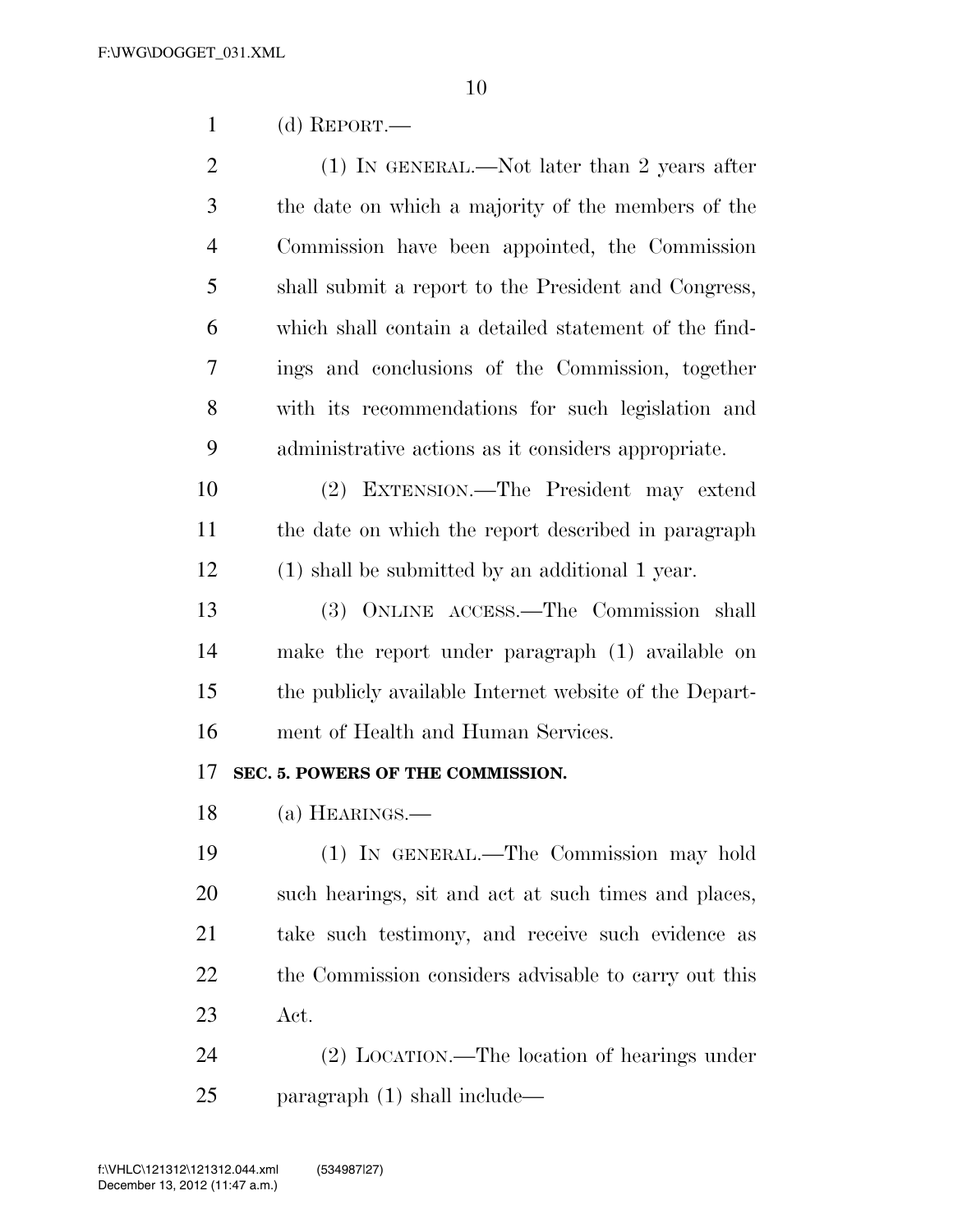(d) REPORT.—

(1) IN GENERAL.—Not later than 2 years after the date on which a majority of the members of the Commission have been appointed, the Commission shall submit a report to the President and Congress, which shall contain a detailed statement of the findings and conclusions of the Commission, together with its recommendations for such legislation and administrative actions as it considers appropriate.

(2) EXTENSION.—The President may extend the date on which the report described in paragraph (1) shall be submitted by an additional 1 year.

(3) ONLINE ACCESS.—The Commission shall make the report under paragraph (1) available on the publicly available Internet website of the Department of Health and Human Services.

**SEC. 5. POWERS OF THE COMMISSION.**

(a) HEARINGS.—

(1) IN GENERAL.—The Commission may hold such hearings, sit and act at such times and places, take such testimony, and receive such evidence as the Commission considers advisable to carry out this Act.

(2) LOCATION.—The location of hearings under paragraph (1) shall include—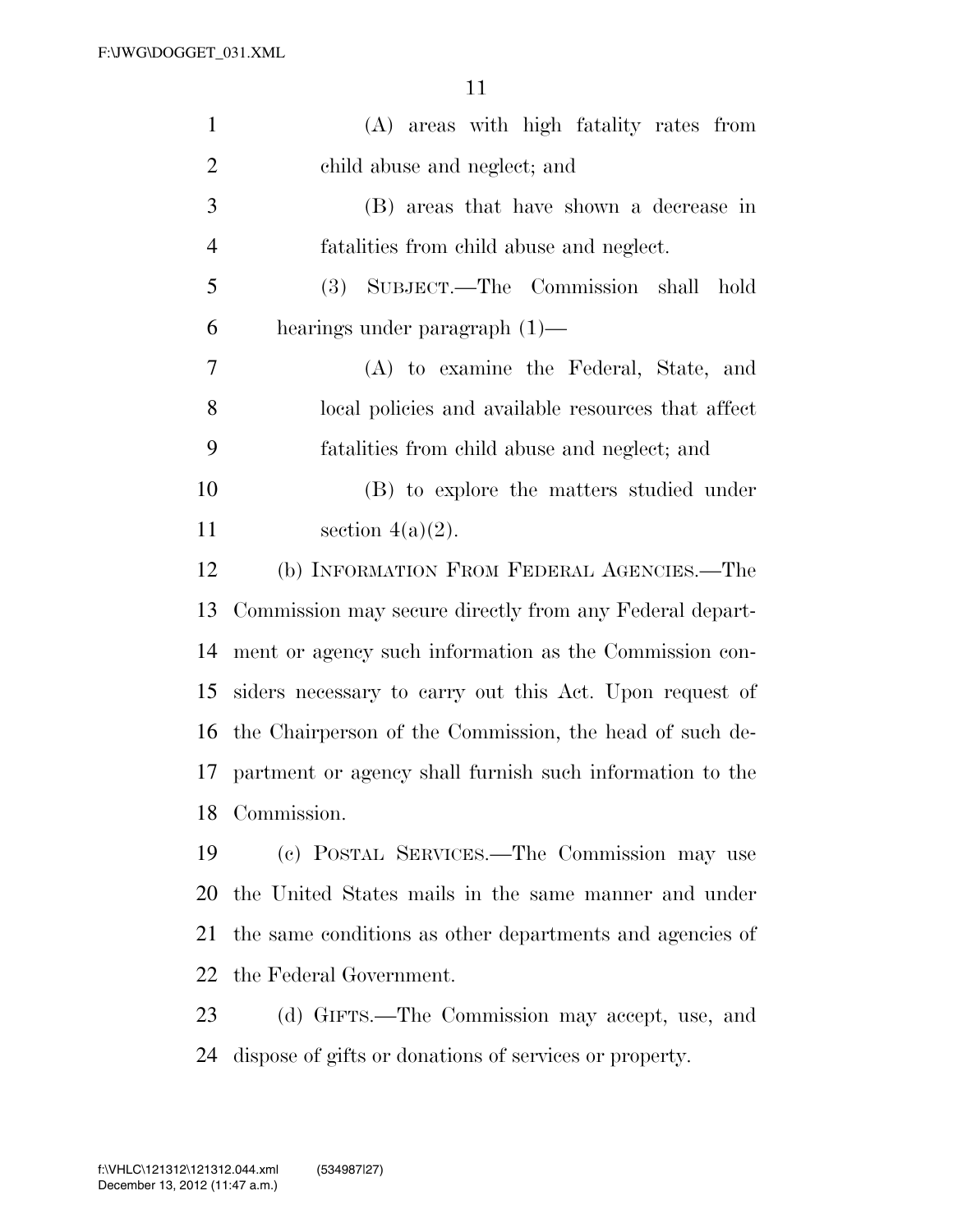(A) areas with high fatality rates from child abuse and neglect; and

(B) areas that have shown a decrease in fatalities from child abuse and neglect.

(3) SUBJECT.—The Commission shall hold hearings under paragraph (1)—

(A) to examine the Federal, State, and local policies and available resources that affect fatalities from child abuse and neglect; and

(B) to explore the matters studied under section 4(a)(2).

(b) INFORMATION FROM FEDERAL AGENCIES.—The Commission may secure directly from any Federal department or agency such information as the Commission considers necessary to carry out this Act. Upon request of the Chairperson of the Commission, the head of such department or agency shall furnish such information to the Commission.

(c) POSTAL SERVICES.—The Commission may use the United States mails in the same manner and under the same conditions as other departments and agencies of the Federal Government.

(d) GIFTS.—The Commission may accept, use, and dispose of gifts or donations of services or property.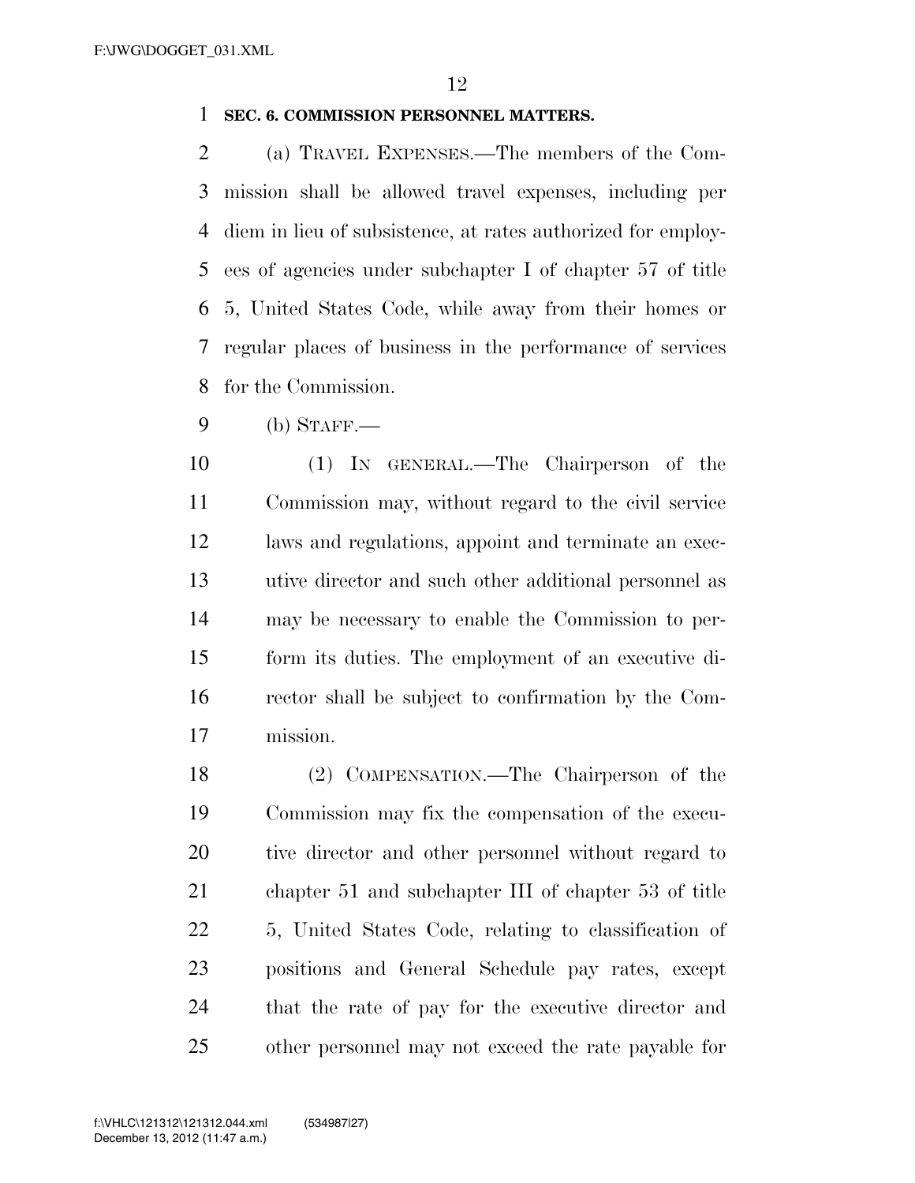**SEC. 6. COMMISSION PERSONNEL MATTERS.**

(a) TRAVEL EXPENSES.—The members of the Commission shall be allowed travel expenses, including per diem in lieu of subsistence, at rates authorized for employees of agencies under subchapter I of chapter 57 of title 5, United States Code, while away from their homes or regular places of business in the performance of services for the Commission.

(b) STAFF.—

(1) IN GENERAL.—The Chairperson of the Commission may, without regard to the civil service laws and regulations, appoint and terminate an executive director and such other additional personnel as may be necessary to enable the Commission to perform its duties. The employment of an executive director shall be subject to confirmation by the Commission.

(2) COMPENSATION.—The Chairperson of the Commission may fix the compensation of the executive director and other personnel without regard to chapter 51 and subchapter III of chapter 53 of title 5, United States Code, relating to classification of positions and General Schedule pay rates, except that the rate of pay for the executive director and other personnel may not exceed the rate payable for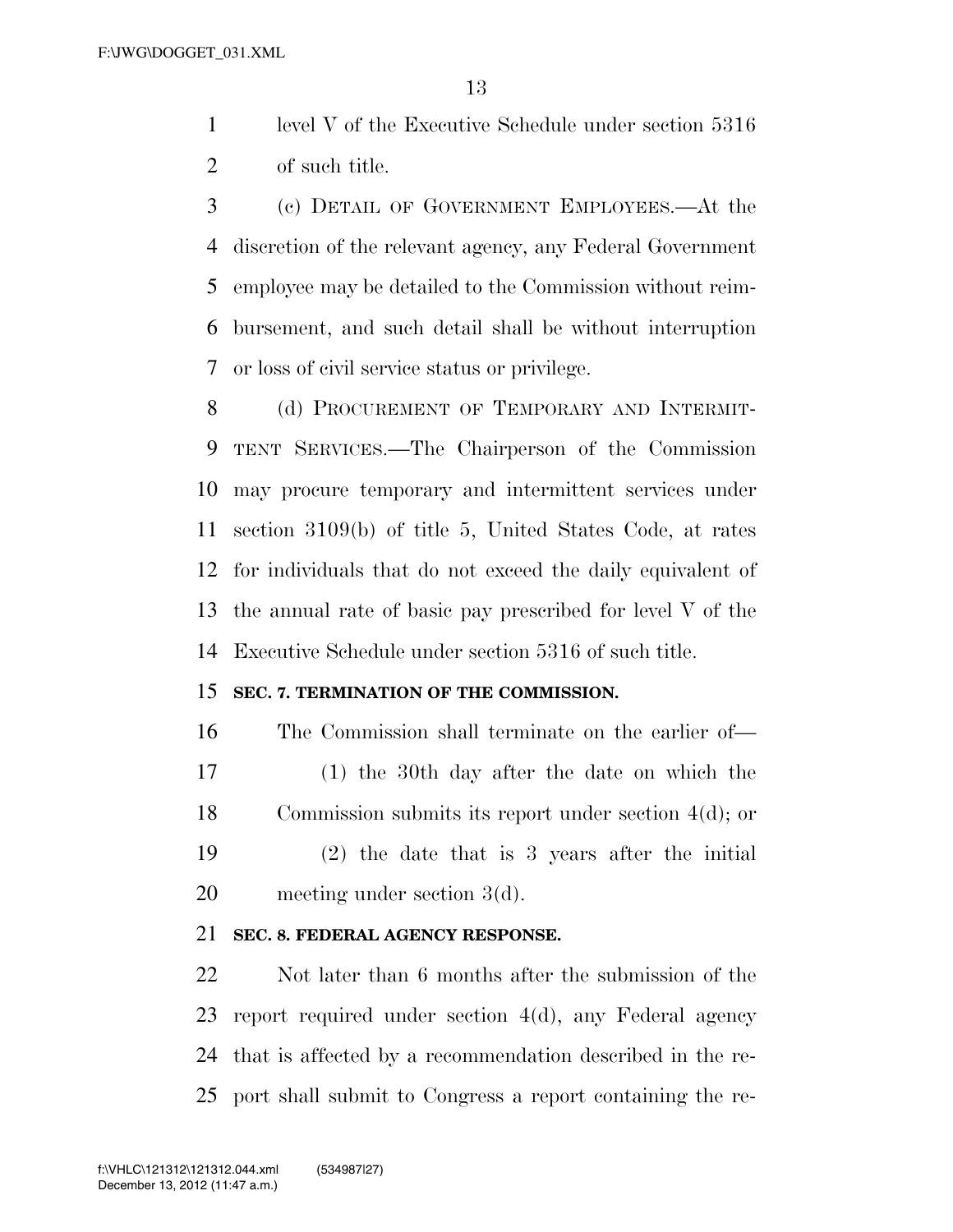level V of the Executive Schedule under section 5316 of such title.

(c) DETAIL OF GOVERNMENT EMPLOYEES.—At the discretion of the relevant agency, any Federal Government employee may be detailed to the Commission without reimbursement, and such detail shall be without interruption or loss of civil service status or privilege.

(d) PROCUREMENT OF TEMPORARY AND INTERMITTENT SERVICES.—The Chairperson of the Commission may procure temporary and intermittent services under section 3109(b) of title 5, United States Code, at rates for individuals that do not exceed the daily equivalent of the annual rate of basic pay prescribed for level V of the Executive Schedule under section 5316 of such title.

**SEC. 7. TERMINATION OF THE COMMISSION.**

The Commission shall terminate on the earlier of—

(1) the 30th day after the date on which the Commission submits its report under section 4(d); or

(2) the date that is 3 years after the initial meeting under section 3(d).

**SEC. 8. FEDERAL AGENCY RESPONSE.**

Not later than 6 months after the submission of the report required under section 4(d), any Federal agency that is affected by a recommendation described in the report shall submit to Congress a report containing the re-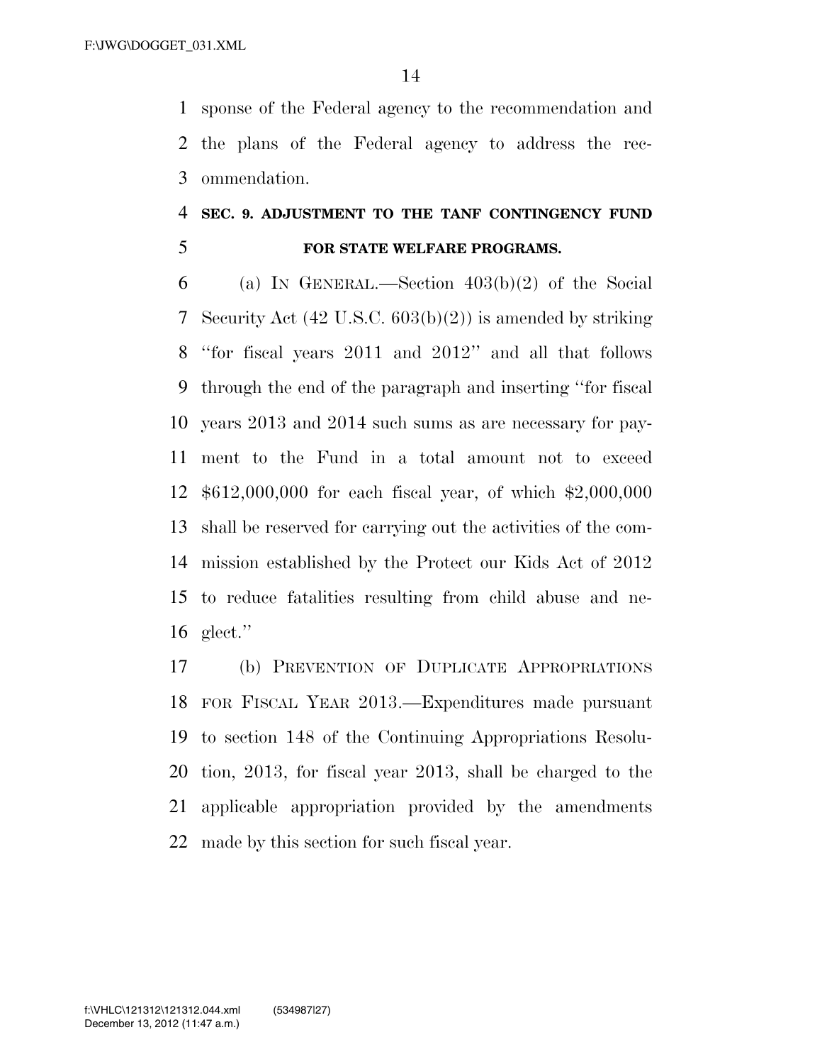sponse of the Federal agency to the recommendation and the plans of the Federal agency to address the recommendation.

## SEC. 9. ADJUSTMENT TO THE TANF CONTINGENCY FUND FOR STATE WELFARE PROGRAMS.

(a) IN GENERAL.—Section 403(b)(2) of the Social Security Act (42 U.S.C. 603(b)(2)) is amended by striking "for fiscal years 2011 and 2012" and all that follows through the end of the paragraph and inserting "for fiscal years 2013 and 2014 such sums as are necessary for payment to the Fund in a total amount not to exceed $612,000,000 for each fiscal year, of which $2,000,000 shall be reserved for carrying out the activities of the commission established by the Protect our Kids Act of 2012 to reduce fatalities resulting from child abuse and neglect."

(b) PREVENTION OF DUPLICATE APPROPRIATIONS FOR FISCAL YEAR 2013.—Expenditures made pursuant to section 148 of the Continuing Appropriations Resolution, 2013, for fiscal year 2013, shall be charged to the applicable appropriation provided by the amendments made by this section for such fiscal year.